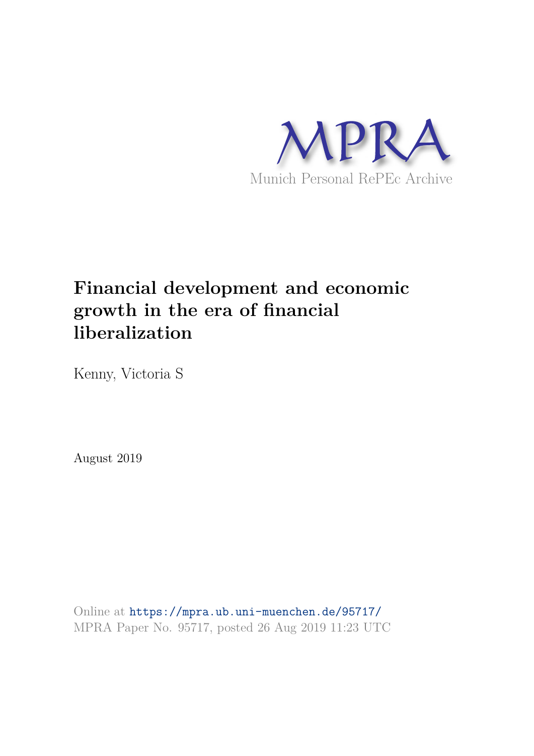MPRA

Munich Personal RePEc Archive

# Financial development and economic growth in the era of financial liberalization

Kenny, Victoria S

August 2019

Online at https://mpra.ub.uni-muenchen.de/95717/
MPRA Paper No. 95717, posted 26 Aug 2019 11:23 UTC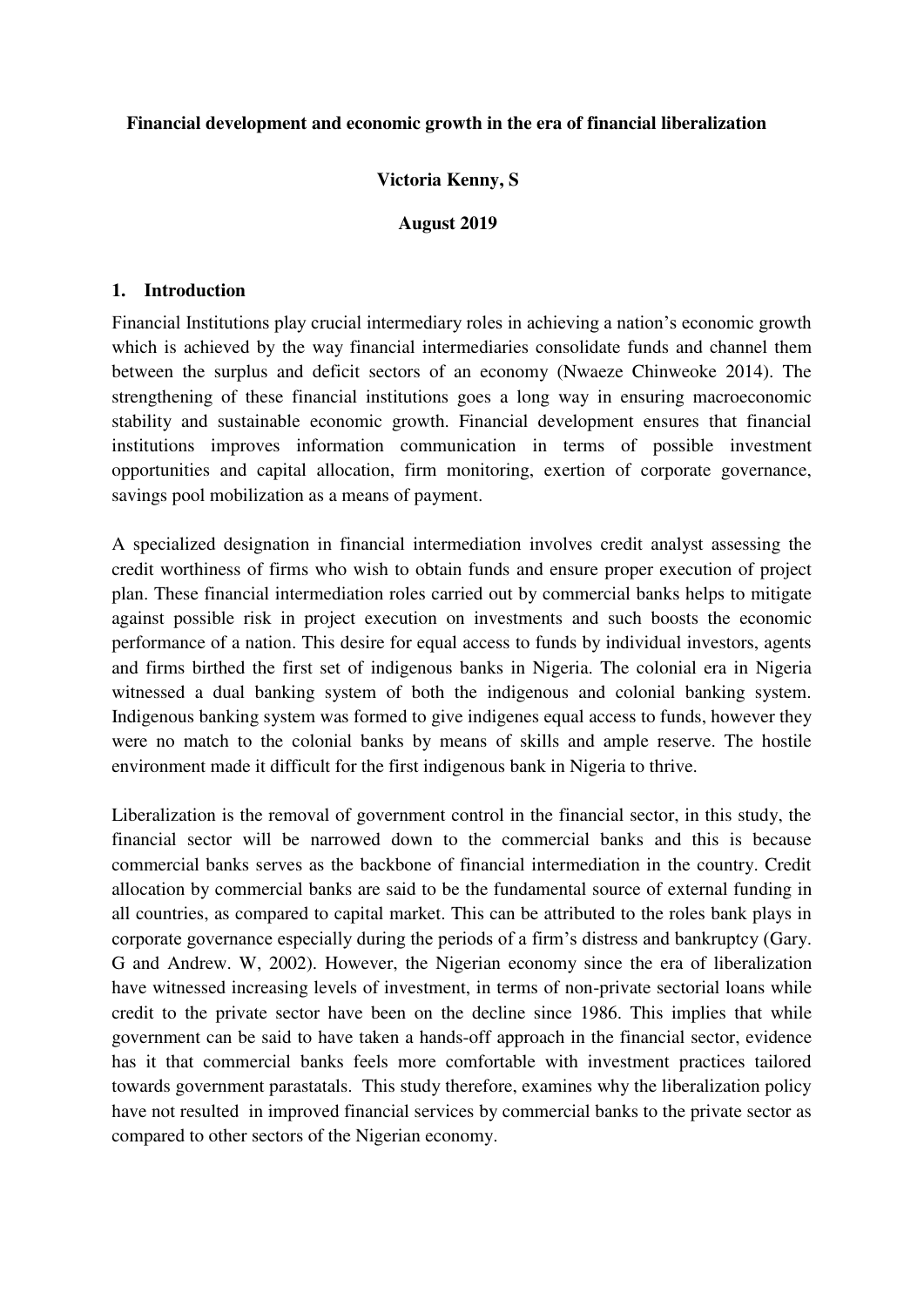**Financial development and economic growth in the era of financial liberalization**

**Victoria Kenny, S**

**August 2019**

## 1. Introduction

Financial Institutions play crucial intermediary roles in achieving a nation's economic growth which is achieved by the way financial intermediaries consolidate funds and channel them between the surplus and deficit sectors of an economy (Nwaeze Chinweoke 2014). The strengthening of these financial institutions goes a long way in ensuring macroeconomic stability and sustainable economic growth. Financial development ensures that financial institutions improves information communication in terms of possible investment opportunities and capital allocation, firm monitoring, exertion of corporate governance, savings pool mobilization as a means of payment.

A specialized designation in financial intermediation involves credit analyst assessing the credit worthiness of firms who wish to obtain funds and ensure proper execution of project plan. These financial intermediation roles carried out by commercial banks helps to mitigate against possible risk in project execution on investments and such boosts the economic performance of a nation. This desire for equal access to funds by individual investors, agents and firms birthed the first set of indigenous banks in Nigeria. The colonial era in Nigeria witnessed a dual banking system of both the indigenous and colonial banking system. Indigenous banking system was formed to give indigenes equal access to funds, however they were no match to the colonial banks by means of skills and ample reserve. The hostile environment made it difficult for the first indigenous bank in Nigeria to thrive.

Liberalization is the removal of government control in the financial sector, in this study, the financial sector will be narrowed down to the commercial banks and this is because commercial banks serves as the backbone of financial intermediation in the country. Credit allocation by commercial banks are said to be the fundamental source of external funding in all countries, as compared to capital market. This can be attributed to the roles bank plays in corporate governance especially during the periods of a firm's distress and bankruptcy (Gary. G and Andrew. W, 2002). However, the Nigerian economy since the era of liberalization have witnessed increasing levels of investment, in terms of non-private sectorial loans while credit to the private sector have been on the decline since 1986. This implies that while government can be said to have taken a hands-off approach in the financial sector, evidence has it that commercial banks feels more comfortable with investment practices tailored towards government parastatals. This study therefore, examines why the liberalization policy have not resulted in improved financial services by commercial banks to the private sector as compared to other sectors of the Nigerian economy.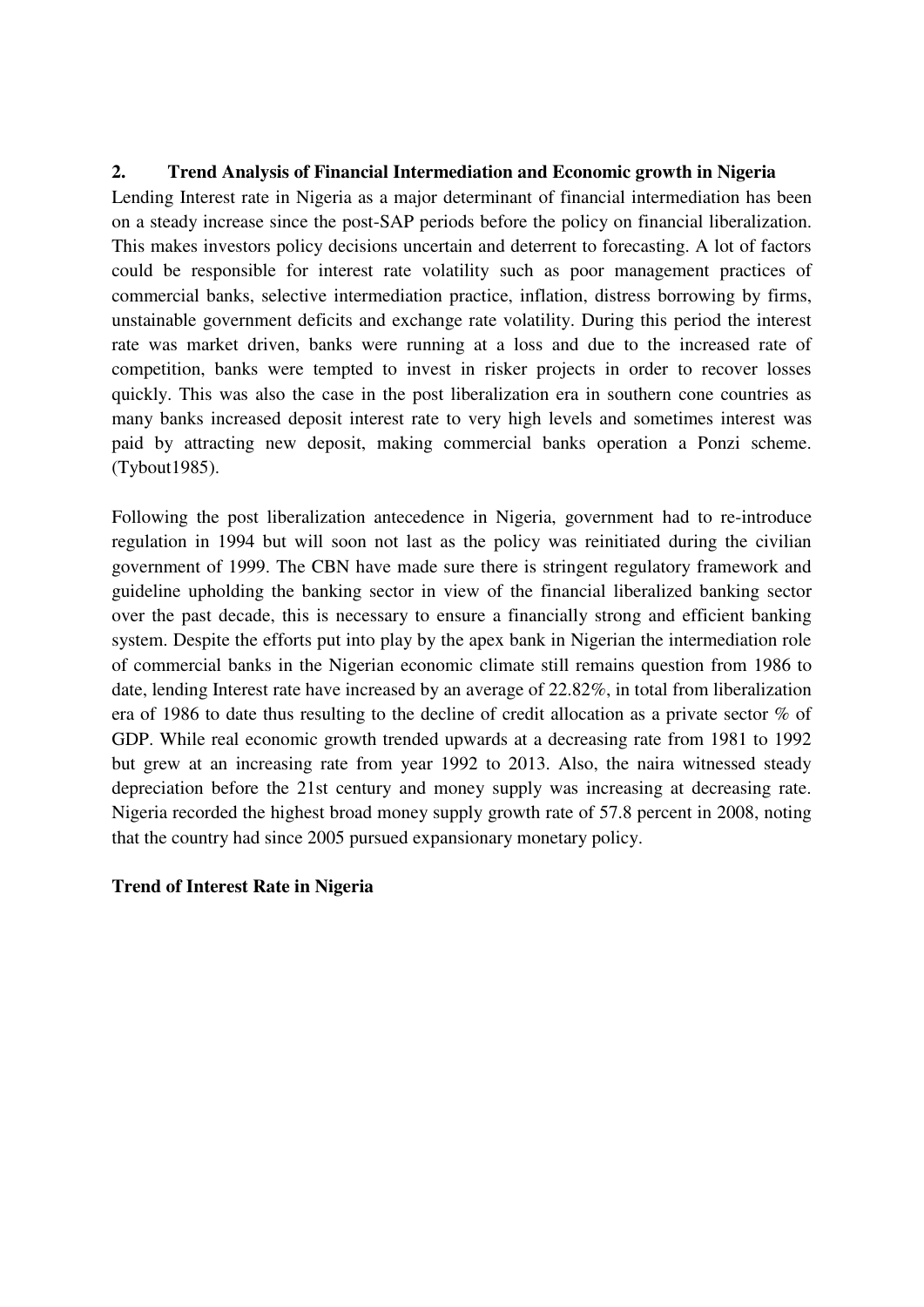## 2. Trend Analysis of Financial Intermediation and Economic growth in Nigeria

Lending Interest rate in Nigeria as a major determinant of financial intermediation has been on a steady increase since the post-SAP periods before the policy on financial liberalization. This makes investors policy decisions uncertain and deterrent to forecasting. A lot of factors could be responsible for interest rate volatility such as poor management practices of commercial banks, selective intermediation practice, inflation, distress borrowing by firms, unstainable government deficits and exchange rate volatility. During this period the interest rate was market driven, banks were running at a loss and due to the increased rate of competition, banks were tempted to invest in risker projects in order to recover losses quickly. This was also the case in the post liberalization era in southern cone countries as many banks increased deposit interest rate to very high levels and sometimes interest was paid by attracting new deposit, making commercial banks operation a Ponzi scheme. (Tybout1985).

Following the post liberalization antecedence in Nigeria, government had to re-introduce regulation in 1994 but will soon not last as the policy was reinitiated during the civilian government of 1999. The CBN have made sure there is stringent regulatory framework and guideline upholding the banking sector in view of the financial liberalized banking sector over the past decade, this is necessary to ensure a financially strong and efficient banking system. Despite the efforts put into play by the apex bank in Nigerian the intermediation role of commercial banks in the Nigerian economic climate still remains question from 1986 to date, lending Interest rate have increased by an average of 22.82%, in total from liberalization era of 1986 to date thus resulting to the decline of credit allocation as a private sector % of GDP. While real economic growth trended upwards at a decreasing rate from 1981 to 1992 but grew at an increasing rate from year 1992 to 2013. Also, the naira witnessed steady depreciation before the 21st century and money supply was increasing at decreasing rate. Nigeria recorded the highest broad money supply growth rate of 57.8 percent in 2008, noting that the country had since 2005 pursued expansionary monetary policy.

**Trend of Interest Rate in Nigeria**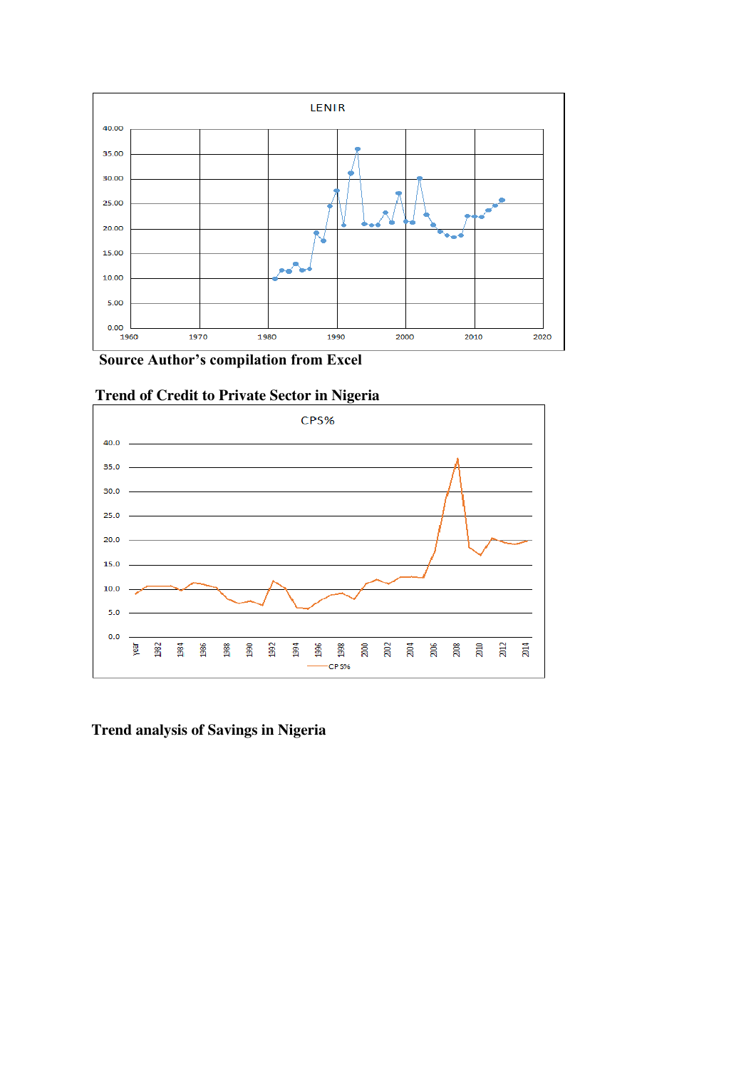Source Author's compilation from Excel

**Trend of Credit to Private Sector in Nigeria**

**Trend analysis of Savings in Nigeria**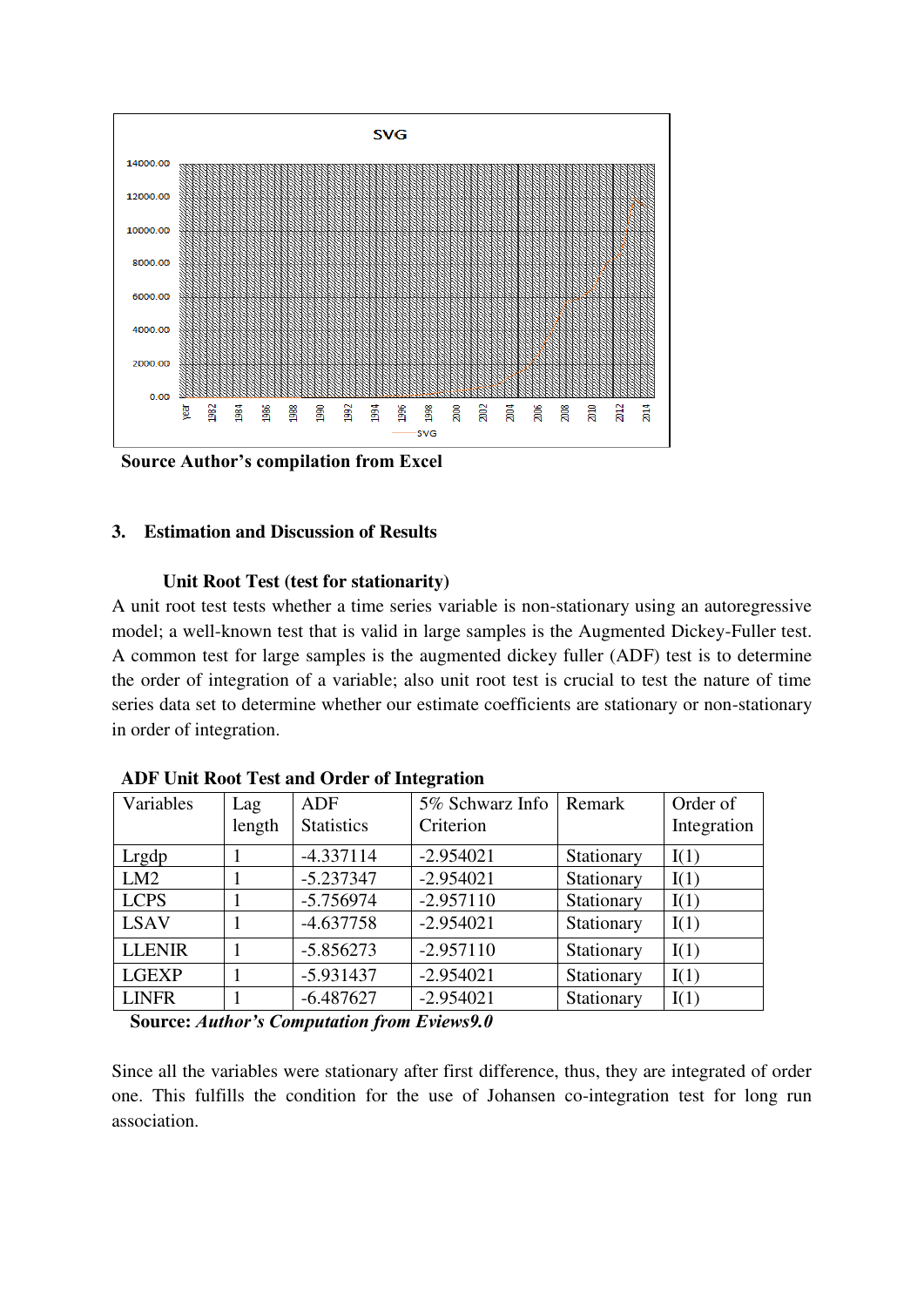Source Author's compilation from Excel

## 3. Estimation and Discussion of Results

### Unit Root Test (test for stationarity)

A unit root test tests whether a time series variable is non-stationary using an autoregressive model; a well-known test that is valid in large samples is the Augmented Dickey-Fuller test. A common test for large samples is the augmented dickey fuller (ADF) test is to determine the order of integration of a variable; also unit root test is crucial to test the nature of time series data set to determine whether our estimate coefficients are stationary or non-stationary in order of integration.

**ADF Unit Root Test and Order of Integration**

| Variables | Lag length | ADF Statistics | 5% Schwarz Info Criterion | Remark | Order of Integration |
|---|---|---|---|---|---|
| Lrgdp | 1 | -4.337114 | -2.954021 | Stationary | I(1) |
| LM2 | 1 | -5.237347 | -2.954021 | Stationary | I(1) |
| LCPS | 1 | -5.756974 | -2.957110 | Stationary | I(1) |
| LSAV | 1 | -4.637758 | -2.954021 | Stationary | I(1) |
| LLENIR | 1 | -5.856273 | -2.957110 | Stationary | I(1) |
| LGEXP | 1 | -5.931437 | -2.954021 | Stationary | I(1) |
| LINFR | 1 | -6.487627 | -2.954021 | Stationary | I(1) |

**Source:** ***Author's Computation from Eviews9.0***

Since all the variables were stationary after first difference, thus, they are integrated of order one. This fulfills the condition for the use of Johansen co-integration test for long run association.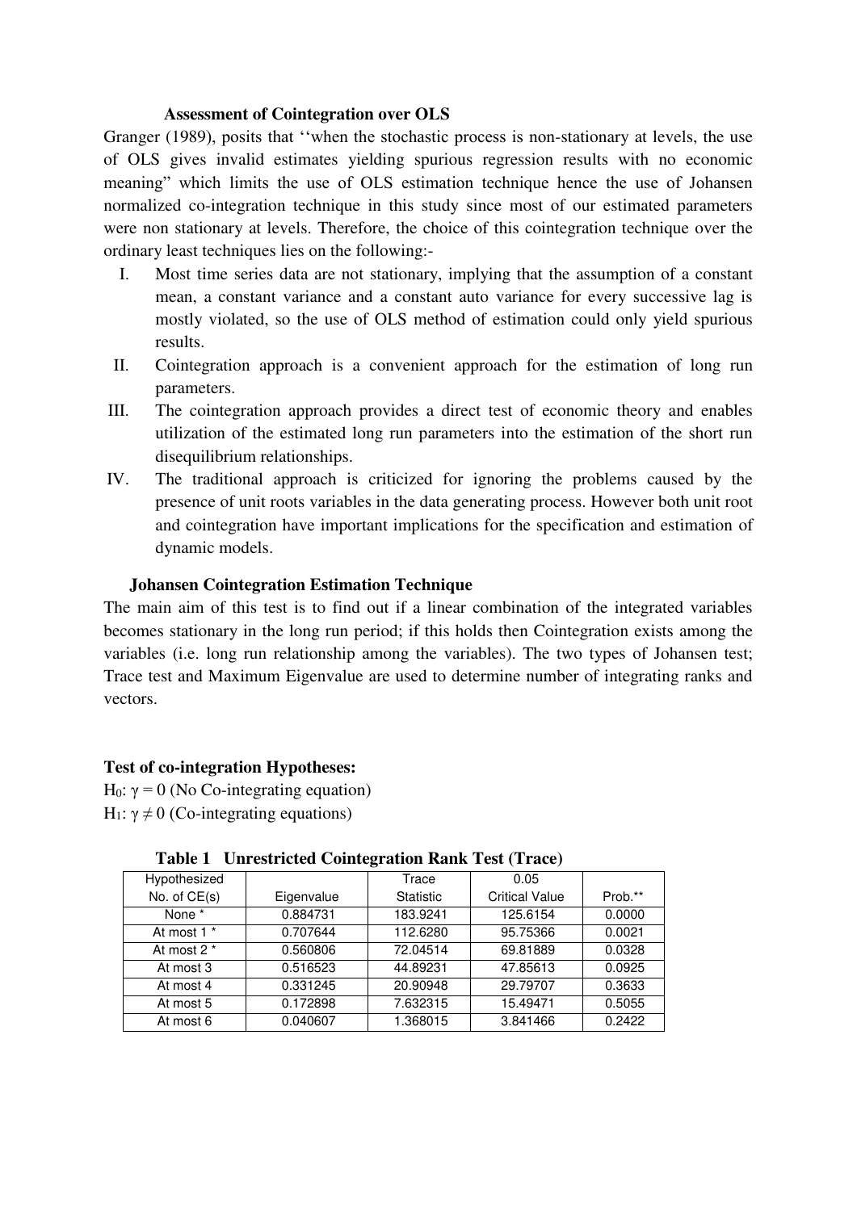### Assessment of Cointegration over OLS

Granger (1989), posits that ''when the stochastic process is non-stationary at levels, the use of OLS gives invalid estimates yielding spurious regression results with no economic meaning" which limits the use of OLS estimation technique hence the use of Johansen normalized co-integration technique in this study since most of our estimated parameters were non stationary at levels. Therefore, the choice of this cointegration technique over the ordinary least techniques lies on the following:-

I. Most time series data are not stationary, implying that the assumption of a constant mean, a constant variance and a constant auto variance for every successive lag is mostly violated, so the use of OLS method of estimation could only yield spurious results.

II. Cointegration approach is a convenient approach for the estimation of long run parameters.

III. The cointegration approach provides a direct test of economic theory and enables utilization of the estimated long run parameters into the estimation of the short run disequilibrium relationships.

IV. The traditional approach is criticized for ignoring the problems caused by the presence of unit roots variables in the data generating process. However both unit root and cointegration have important implications for the specification and estimation of dynamic models.

### Johansen Cointegration Estimation Technique

The main aim of this test is to find out if a linear combination of the integrated variables becomes stationary in the long run period; if this holds then Cointegration exists among the variables (i.e. long run relationship among the variables). The two types of Johansen test; Trace test and Maximum Eigenvalue are used to determine number of integrating ranks and vectors.

**Test of co-integration Hypotheses:**

$H_0$: $\gamma = 0$ (No Co-integrating equation)

$H_1$: $\gamma \neq 0$ (Co-integrating equations)

**Table 1 Unrestricted Cointegration Rank Test (Trace)**

| Hypothesized No. of CE(s) | Eigenvalue | Trace Statistic | 0.05 Critical Value | Prob.** |
|---|---|---|---|---|
| None * | 0.884731 | 183.9241 | 125.6154 | 0.0000 |
| At most 1 * | 0.707644 | 112.6280 | 95.75366 | 0.0021 |
| At most 2 * | 0.560806 | 72.04514 | 69.81889 | 0.0328 |
| At most 3 | 0.516523 | 44.89231 | 47.85613 | 0.0925 |
| At most 4 | 0.331245 | 20.90948 | 29.79707 | 0.3633 |
| At most 5 | 0.172898 | 7.632315 | 15.49471 | 0.5055 |
| At most 6 | 0.040607 | 1.368015 | 3.841466 | 0.2422 |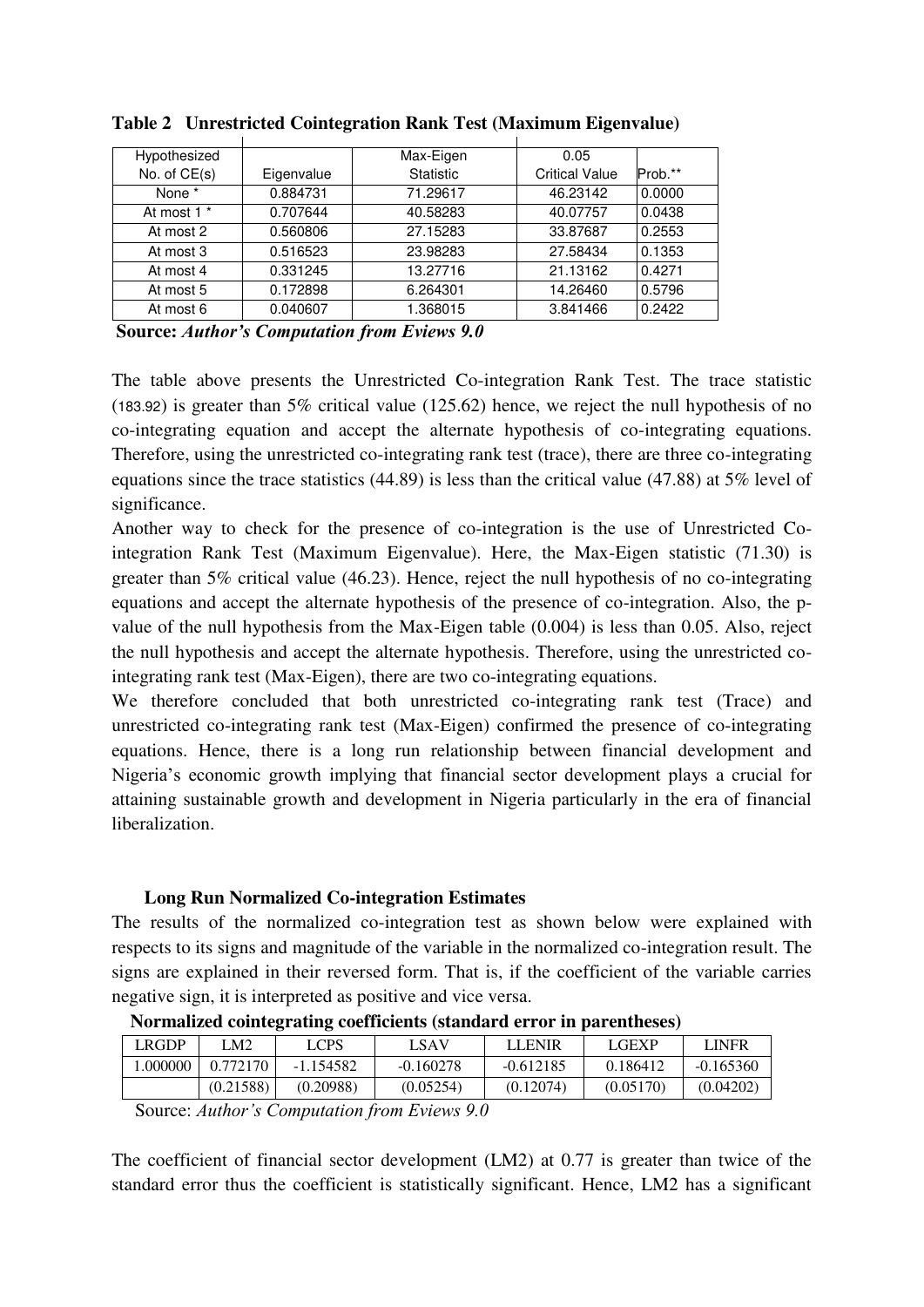**Table 2 Unrestricted Cointegration Rank Test (Maximum Eigenvalue)**

| Hypothesized No. of CE(s) | Eigenvalue | Max-Eigen Statistic | 0.05 Critical Value | Prob.** |
|---|---|---|---|---|
| None * | 0.884731 | 71.29617 | 46.23142 | 0.0000 |
| At most 1 * | 0.707644 | 40.58283 | 40.07757 | 0.0438 |
| At most 2 | 0.560806 | 27.15283 | 33.87687 | 0.2553 |
| At most 3 | 0.516523 | 23.98283 | 27.58434 | 0.1353 |
| At most 4 | 0.331245 | 13.27716 | 21.13162 | 0.4271 |
| At most 5 | 0.172898 | 6.264301 | 14.26460 | 0.5796 |
| At most 6 | 0.040607 | 1.368015 | 3.841466 | 0.2422 |

**Source:** ***Author's Computation from Eviews 9.0***

The table above presents the Unrestricted Co-integration Rank Test. The trace statistic (183.92) is greater than 5% critical value (125.62) hence, we reject the null hypothesis of no co-integrating equation and accept the alternate hypothesis of co-integrating equations. Therefore, using the unrestricted co-integrating rank test (trace), there are three co-integrating equations since the trace statistics (44.89) is less than the critical value (47.88) at 5% level of significance.

Another way to check for the presence of co-integration is the use of Unrestricted Co-integration Rank Test (Maximum Eigenvalue). Here, the Max-Eigen statistic (71.30) is greater than 5% critical value (46.23). Hence, reject the null hypothesis of no co-integrating equations and accept the alternate hypothesis of the presence of co-integration. Also, the p-value of the null hypothesis from the Max-Eigen table (0.004) is less than 0.05. Also, reject the null hypothesis and accept the alternate hypothesis. Therefore, using the unrestricted co-integrating rank test (Max-Eigen), there are two co-integrating equations.

We therefore concluded that both unrestricted co-integrating rank test (Trace) and unrestricted co-integrating rank test (Max-Eigen) confirmed the presence of co-integrating equations. Hence, there is a long run relationship between financial development and Nigeria's economic growth implying that financial sector development plays a crucial for attaining sustainable growth and development in Nigeria particularly in the era of financial liberalization.

**Long Run Normalized Co-integration Estimates**

The results of the normalized co-integration test as shown below were explained with respects to its signs and magnitude of the variable in the normalized co-integration result. The signs are explained in their reversed form. That is, if the coefficient of the variable carries negative sign, it is interpreted as positive and vice versa.

**Normalized cointegrating coefficients (standard error in parentheses)**

| LRGDP | LM2 | LCPS | LSAV | LLENIR | LGEXP | LINFR |
|---|---|---|---|---|---|---|
| 1.000000 | 0.772170 | -1.154582 | -0.160278 | -0.612185 | 0.186412 | -0.165360 |
| | (0.21588) | (0.20988) | (0.05254) | (0.12074) | (0.05170) | (0.04202) |

Source: *Author's Computation from Eviews 9.0*

The coefficient of financial sector development (LM2) at 0.77 is greater than twice of the standard error thus the coefficient is statistically significant. Hence, LM2 has a significant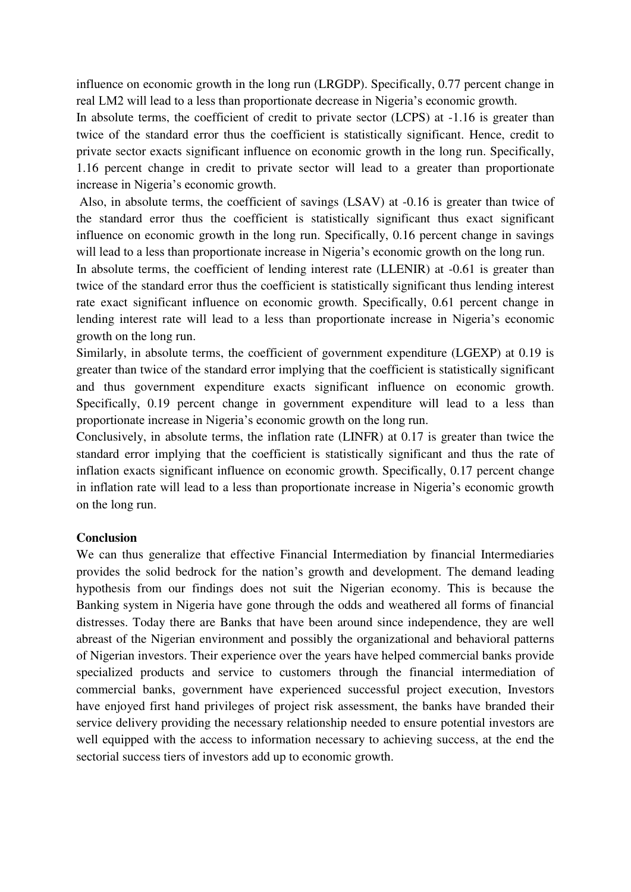influence on economic growth in the long run (LRGDP). Specifically, 0.77 percent change in real LM2 will lead to a less than proportionate decrease in Nigeria's economic growth.

In absolute terms, the coefficient of credit to private sector (LCPS) at -1.16 is greater than twice of the standard error thus the coefficient is statistically significant. Hence, credit to private sector exacts significant influence on economic growth in the long run. Specifically, 1.16 percent change in credit to private sector will lead to a greater than proportionate increase in Nigeria's economic growth.

Also, in absolute terms, the coefficient of savings (LSAV) at -0.16 is greater than twice of the standard error thus the coefficient is statistically significant thus exact significant influence on economic growth in the long run. Specifically, 0.16 percent change in savings will lead to a less than proportionate increase in Nigeria's economic growth on the long run.

In absolute terms, the coefficient of lending interest rate (LLENIR) at -0.61 is greater than twice of the standard error thus the coefficient is statistically significant thus lending interest rate exact significant influence on economic growth. Specifically, 0.61 percent change in lending interest rate will lead to a less than proportionate increase in Nigeria's economic growth on the long run.

Similarly, in absolute terms, the coefficient of government expenditure (LGEXP) at 0.19 is greater than twice of the standard error implying that the coefficient is statistically significant and thus government expenditure exacts significant influence on economic growth. Specifically, 0.19 percent change in government expenditure will lead to a less than proportionate increase in Nigeria's economic growth on the long run.

Conclusively, in absolute terms, the inflation rate (LINFR) at 0.17 is greater than twice the standard error implying that the coefficient is statistically significant and thus the rate of inflation exacts significant influence on economic growth. Specifically, 0.17 percent change in inflation rate will lead to a less than proportionate increase in Nigeria's economic growth on the long run.

**Conclusion**

We can thus generalize that effective Financial Intermediation by financial Intermediaries provides the solid bedrock for the nation's growth and development. The demand leading hypothesis from our findings does not suit the Nigerian economy. This is because the Banking system in Nigeria have gone through the odds and weathered all forms of financial distresses. Today there are Banks that have been around since independence, they are well abreast of the Nigerian environment and possibly the organizational and behavioral patterns of Nigerian investors. Their experience over the years have helped commercial banks provide specialized products and service to customers through the financial intermediation of commercial banks, government have experienced successful project execution, Investors have enjoyed first hand privileges of project risk assessment, the banks have branded their service delivery providing the necessary relationship needed to ensure potential investors are well equipped with the access to information necessary to achieving success, at the end the sectorial success tiers of investors add up to economic growth.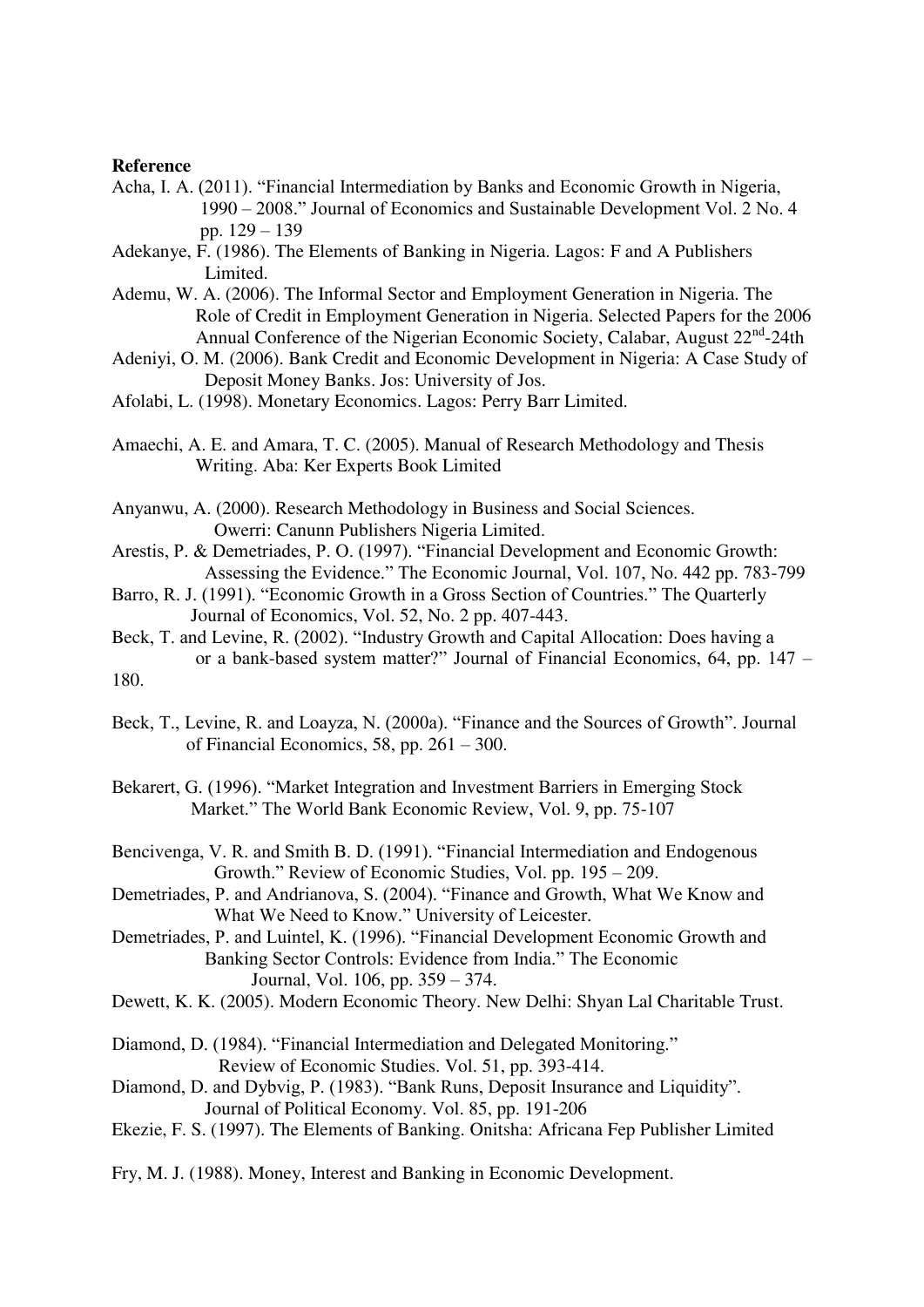**Reference**

Acha, I. A. (2011). "Financial Intermediation by Banks and Economic Growth in Nigeria, 1990 – 2008." Journal of Economics and Sustainable Development Vol. 2 No. 4 pp. 129 – 139

Adekanye, F. (1986). The Elements of Banking in Nigeria. Lagos: F and A Publishers Limited.

Ademu, W. A. (2006). The Informal Sector and Employment Generation in Nigeria. The Role of Credit in Employment Generation in Nigeria. Selected Papers for the 2006 Annual Conference of the Nigerian Economic Society, Calabar, August 22nd-24th

Adeniyi, O. M. (2006). Bank Credit and Economic Development in Nigeria: A Case Study of Deposit Money Banks. Jos: University of Jos.

Afolabi, L. (1998). Monetary Economics. Lagos: Perry Barr Limited.

Amaechi, A. E. and Amara, T. C. (2005). Manual of Research Methodology and Thesis Writing. Aba: Ker Experts Book Limited

Anyanwu, A. (2000). Research Methodology in Business and Social Sciences. Owerri: Canunn Publishers Nigeria Limited.

Arestis, P. & Demetriades, P. O. (1997). "Financial Development and Economic Growth: Assessing the Evidence." The Economic Journal, Vol. 107, No. 442 pp. 783-799

Barro, R. J. (1991). "Economic Growth in a Gross Section of Countries." The Quarterly Journal of Economics, Vol. 52, No. 2 pp. 407-443.

Beck, T. and Levine, R. (2002). "Industry Growth and Capital Allocation: Does having a or a bank-based system matter?" Journal of Financial Economics, 64, pp. 147 – 180.

Beck, T., Levine, R. and Loayza, N. (2000a). "Finance and the Sources of Growth". Journal of Financial Economics, 58, pp. 261 – 300.

Bekarert, G. (1996). "Market Integration and Investment Barriers in Emerging Stock Market." The World Bank Economic Review, Vol. 9, pp. 75-107

Bencivenga, V. R. and Smith B. D. (1991). "Financial Intermediation and Endogenous Growth." Review of Economic Studies, Vol. pp. 195 – 209.

Demetriades, P. and Andrianova, S. (2004). "Finance and Growth, What We Know and What We Need to Know." University of Leicester.

Demetriades, P. and Luintel, K. (1996). "Financial Development Economic Growth and Banking Sector Controls: Evidence from India." The Economic Journal, Vol. 106, pp. 359 – 374.

Dewett, K. K. (2005). Modern Economic Theory. New Delhi: Shyan Lal Charitable Trust.

Diamond, D. (1984). "Financial Intermediation and Delegated Monitoring." Review of Economic Studies. Vol. 51, pp. 393-414.

Diamond, D. and Dybvig, P. (1983). "Bank Runs, Deposit Insurance and Liquidity". Journal of Political Economy. Vol. 85, pp. 191-206

Ekezie, F. S. (1997). The Elements of Banking. Onitsha: Africana Fep Publisher Limited

Fry, M. J. (1988). Money, Interest and Banking in Economic Development.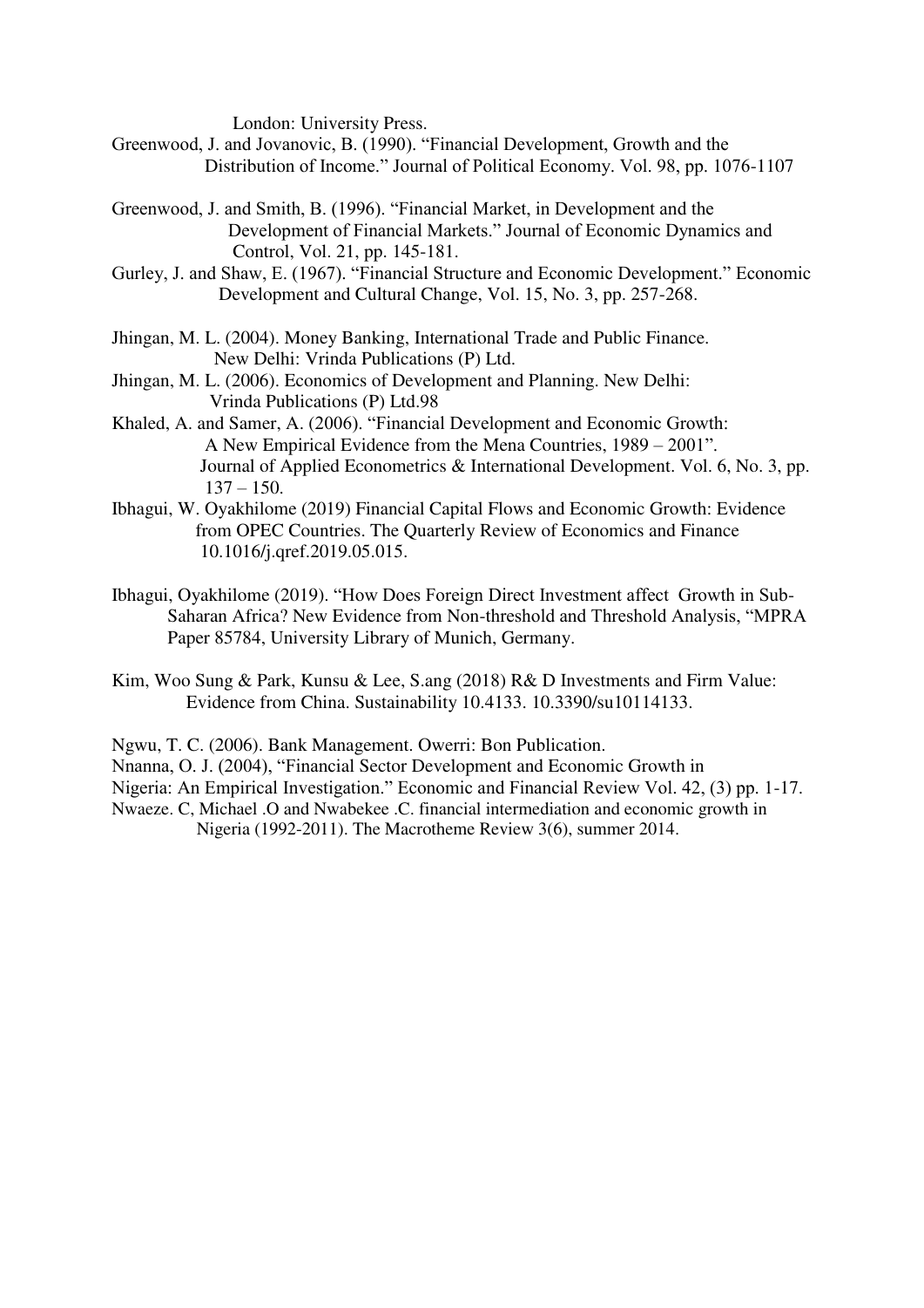London: University Press.

Greenwood, J. and Jovanovic, B. (1990). "Financial Development, Growth and the Distribution of Income." Journal of Political Economy. Vol. 98, pp. 1076-1107

Greenwood, J. and Smith, B. (1996). "Financial Market, in Development and the Development of Financial Markets." Journal of Economic Dynamics and Control, Vol. 21, pp. 145-181.

Gurley, J. and Shaw, E. (1967). "Financial Structure and Economic Development." Economic Development and Cultural Change, Vol. 15, No. 3, pp. 257-268.

Jhingan, M. L. (2004). Money Banking, International Trade and Public Finance. New Delhi: Vrinda Publications (P) Ltd.

Jhingan, M. L. (2006). Economics of Development and Planning. New Delhi: Vrinda Publications (P) Ltd.98

Khaled, A. and Samer, A. (2006). "Financial Development and Economic Growth: A New Empirical Evidence from the Mena Countries, 1989 – 2001". Journal of Applied Econometrics & International Development. Vol. 6, No. 3, pp. 137 – 150.

Ibhagui, W. Oyakhilome (2019) Financial Capital Flows and Economic Growth: Evidence from OPEC Countries. The Quarterly Review of Economics and Finance 10.1016/j.qref.2019.05.015.

Ibhagui, Oyakhilome (2019). "How Does Foreign Direct Investment affect Growth in Sub-Saharan Africa? New Evidence from Non-threshold and Threshold Analysis, "MPRA Paper 85784, University Library of Munich, Germany.

Kim, Woo Sung & Park, Kunsu & Lee, S.ang (2018) R& D Investments and Firm Value: Evidence from China. Sustainability 10.4133. 10.3390/su10114133.

Ngwu, T. C. (2006). Bank Management. Owerri: Bon Publication.

Nnanna, O. J. (2004), "Financial Sector Development and Economic Growth in Nigeria: An Empirical Investigation." Economic and Financial Review Vol. 42, (3) pp. 1-17.

Nwaeze. C, Michael .O and Nwabekee .C. financial intermediation and economic growth in Nigeria (1992-2011). The Macrotheme Review 3(6), summer 2014.